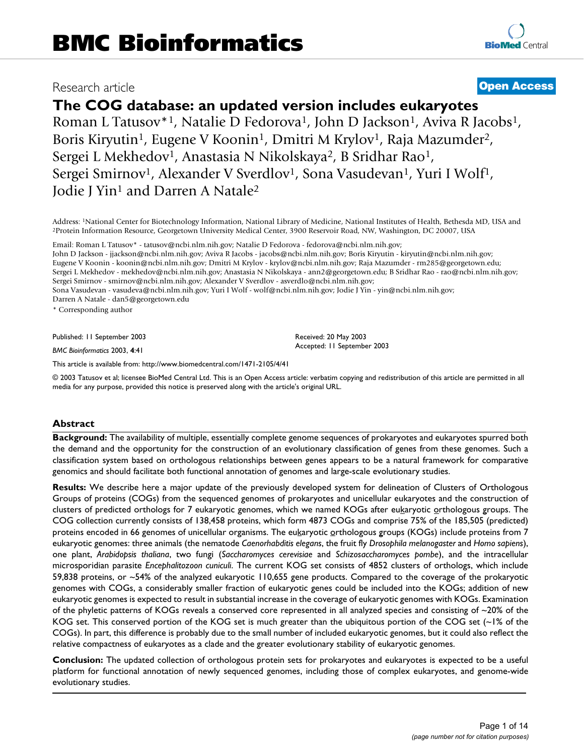Research article

**Open Access**

# The COG database: an updated version includes eukaryotes

Roman L Tatusov*[1], Natalie D Fedorova[1], John D Jackson[1], Aviva R Jacobs[1], Boris Kiryutin[1], Eugene V Koonin[1], Dmitri M Krylov[1], Raja Mazumder[2], Sergei L Mekhedov[1], Anastasia N Nikolskaya[2], B Sridhar Rao[1], Sergei Smirnov[1], Alexander V Sverdlov[1], Sona Vasudevan[1], Yuri I Wolf[1], Jodie J Yin[1] and Darren A Natale[2]

Address: [1]National Center for Biotechnology Information, National Library of Medicine, National Institutes of Health, Bethesda MD, USA and [2]Protein Information Resource, Georgetown University Medical Center, 3900 Reservoir Road, NW, Washington, DC 20007, USA

Email: Roman L Tatusov* - tatusov@ncbi.nlm.nih.gov; Natalie D Fedorova - fedorova@ncbi.nlm.nih.gov; John D Jackson - jjackson@ncbi.nlm.nih.gov; Aviva R Jacobs - jacobs@ncbi.nlm.nih.gov; Boris Kiryutin - kiryutin@ncbi.nlm.nih.gov; Eugene V Koonin - koonin@ncbi.nlm.nih.gov; Dmitri M Krylov - krylov@ncbi.nlm.nih.gov; Raja Mazumder - rm285@georgetown.edu; Sergei L Mekhedov - mekhedov@ncbi.nlm.nih.gov; Anastasia N Nikolskaya - ann2@georgetown.edu; B Sridhar Rao - rao@ncbi.nlm.nih.gov; Sergei Smirnov - smirnov@ncbi.nlm.nih.gov; Alexander V Sverdlov - asverdlo@ncbi.nlm.nih.gov; Sona Vasudevan - vasudeva@ncbi.nlm.nih.gov; Yuri I Wolf - wolf@ncbi.nlm.nih.gov; Jodie J Yin - yin@ncbi.nlm.nih.gov; Darren A Natale - dan5@georgetown.edu

* Corresponding author

Published: 11 September 2003

*BMC Bioinformatics* 2003, **4**:41

Received: 20 May 2003
Accepted: 11 September 2003

This article is available from: http://www.biomedcentral.com/1471-2105/4/41

© 2003 Tatusov et al; licensee BioMed Central Ltd. This is an Open Access article: verbatim copying and redistribution of this article are permitted in all media for any purpose, provided this notice is preserved along with the article's original URL.

## Abstract

**Background:** The availability of multiple, essentially complete genome sequences of prokaryotes and eukaryotes spurred both the demand and the opportunity for the construction of an evolutionary classification of genes from these genomes. Such a classification system based on orthologous relationships between genes appears to be a natural framework for comparative genomics and should facilitate both functional annotation of genomes and large-scale evolutionary studies.

**Results:** We describe here a major update of the previously developed system for delineation of Clusters of Orthologous Groups of proteins (COGs) from the sequenced genomes of prokaryotes and unicellular eukaryotes and the construction of clusters of predicted orthologs for 7 eukaryotic genomes, which we named KOGs after eukaryotic orthologous groups. The COG collection currently consists of 138,458 proteins, which form 4873 COGs and comprise 75% of the 185,505 (predicted) proteins encoded in 66 genomes of unicellular organisms. The eukaryotic orthologous groups (KOGs) include proteins from 7 eukaryotic genomes: three animals (the nematode *Caenorhabditis elegans*, the fruit fly *Drosophila melanogaster* and *Homo sapiens*), one plant, *Arabidopsis thaliana*, two fungi (*Saccharomyces cerevisiae* and *Schizosaccharomyces pombe*), and the intracellular microsporidian parasite *Encephalitozoon cuniculi*. The current KOG set consists of 4852 clusters of orthologs, which include 59,838 proteins, or ~54% of the analyzed eukaryotic 110,655 gene products. Compared to the coverage of the prokaryotic genomes with COGs, a considerably smaller fraction of eukaryotic genes could be included into the KOGs; addition of new eukaryotic genomes is expected to result in substantial increase in the coverage of eukaryotic genomes with KOGs. Examination of the phyletic patterns of KOGs reveals a conserved core represented in all analyzed species and consisting of ~20% of the KOG set. This conserved portion of the KOG set is much greater than the ubiquitous portion of the COG set (~1% of the COGs). In part, this difference is probably due to the small number of included eukaryotic genomes, but it could also reflect the relative compactness of eukaryotes as a clade and the greater evolutionary stability of eukaryotic genomes.

**Conclusion:** The updated collection of orthologous protein sets for prokaryotes and eukaryotes is expected to be a useful platform for functional annotation of newly sequenced genomes, including those of complex eukaryotes, and genome-wide evolutionary studies.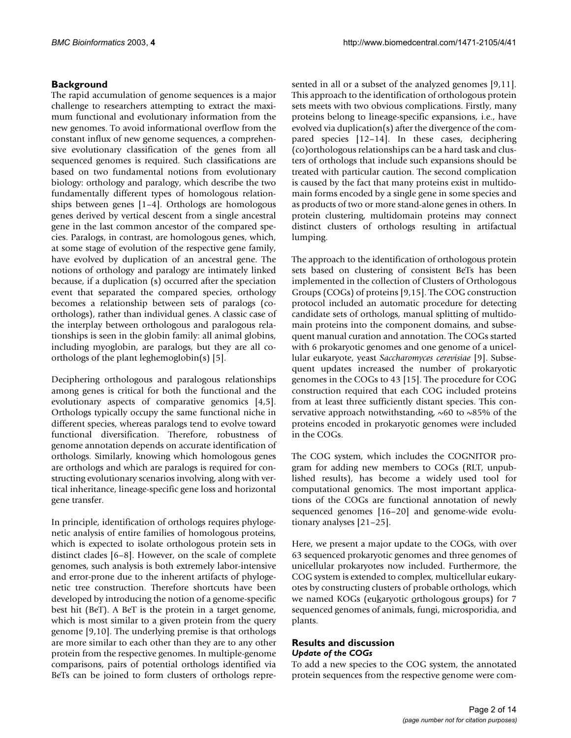## Background

The rapid accumulation of genome sequences is a major challenge to researchers attempting to extract the maximum functional and evolutionary information from the new genomes. To avoid informational overflow from the constant influx of new genome sequences, a comprehensive evolutionary classification of the genes from all sequenced genomes is required. Such classifications are based on two fundamental notions from evolutionary biology: orthology and paralogy, which describe the two fundamentally different types of homologous relationships between genes [1–4]. Orthologs are homologous genes derived by vertical descent from a single ancestral gene in the last common ancestor of the compared species. Paralogs, in contrast, are homologous genes, which, at some stage of evolution of the respective gene family, have evolved by duplication of an ancestral gene. The notions of orthology and paralogy are intimately linked because, if a duplication (s) occurred after the speciation event that separated the compared species, orthology becomes a relationship between sets of paralogs (co-orthologs), rather than individual genes. A classic case of the interplay between orthologous and paralogous relationships is seen in the globin family: all animal globins, including myoglobin, are paralogs, but they are all co-orthologs of the plant leghemoglobin(s) [5].

Deciphering orthologous and paralogous relationships among genes is critical for both the functional and the evolutionary aspects of comparative genomics [4,5]. Orthologs typically occupy the same functional niche in different species, whereas paralogs tend to evolve toward functional diversification. Therefore, robustness of genome annotation depends on accurate identification of orthologs. Similarly, knowing which homologous genes are orthologs and which are paralogs is required for constructing evolutionary scenarios involving, along with vertical inheritance, lineage-specific gene loss and horizontal gene transfer.

In principle, identification of orthologs requires phylogenetic analysis of entire families of homologous proteins, which is expected to isolate orthologous protein sets in distinct clades [6–8]. However, on the scale of complete genomes, such analysis is both extremely labor-intensive and error-prone due to the inherent artifacts of phylogenetic tree construction. Therefore shortcuts have been developed by introducing the notion of a genome-specific best hit (BeT). A BeT is the protein in a target genome, which is most similar to a given protein from the query genome [9,10]. The underlying premise is that orthologs are more similar to each other than they are to any other protein from the respective genomes. In multiple-genome comparisons, pairs of potential orthologs identified via BeTs can be joined to form clusters of orthologs represented in all or a subset of the analyzed genomes [9,11]. This approach to the identification of orthologous protein sets meets with two obvious complications. Firstly, many proteins belong to lineage-specific expansions, i.e., have evolved via duplication(s) after the divergence of the compared species [12–14]. In these cases, deciphering (co)orthologous relationships can be a hard task and clusters of orthologs that include such expansions should be treated with particular caution. The second complication is caused by the fact that many proteins exist in multidomain forms encoded by a single gene in some species and as products of two or more stand-alone genes in others. In protein clustering, multidomain proteins may connect distinct clusters of orthologs resulting in artifactual lumping.

The approach to the identification of orthologous protein sets based on clustering of consistent BeTs has been implemented in the collection of Clusters of Orthologous Groups (COGs) of proteins [9,15]. The COG construction protocol included an automatic procedure for detecting candidate sets of orthologs, manual splitting of multidomain proteins into the component domains, and subsequent manual curation and annotation. The COGs started with 6 prokaryotic genomes and one genome of a unicellular eukaryote, yeast *Saccharomyces cerevisiae* [9]. Subsequent updates increased the number of prokaryotic genomes in the COGs to 43 [15]. The procedure for COG construction required that each COG included proteins from at least three sufficiently distant species. This conservative approach notwithstanding, ~60 to ~85% of the proteins encoded in prokaryotic genomes were included in the COGs.

The COG system, which includes the COGNITOR program for adding new members to COGs (RLT, unpublished results), has become a widely used tool for computational genomics. The most important applications of the COGs are functional annotation of newly sequenced genomes [16–20] and genome-wide evolutionary analyses [21–25].

Here, we present a major update to the COGs, with over 63 sequenced prokaryotic genomes and three genomes of unicellular prokaryotes now included. Furthermore, the COG system is extended to complex, multicellular eukaryotes by constructing clusters of probable orthologs, which we named KOGs (eukaryotic orthologous groups) for 7 sequenced genomes of animals, fungi, microsporidia, and plants.

## Results and discussion

### *Update of the COGs*

To add a new species to the COG system, the annotated protein sequences from the respective genome were com-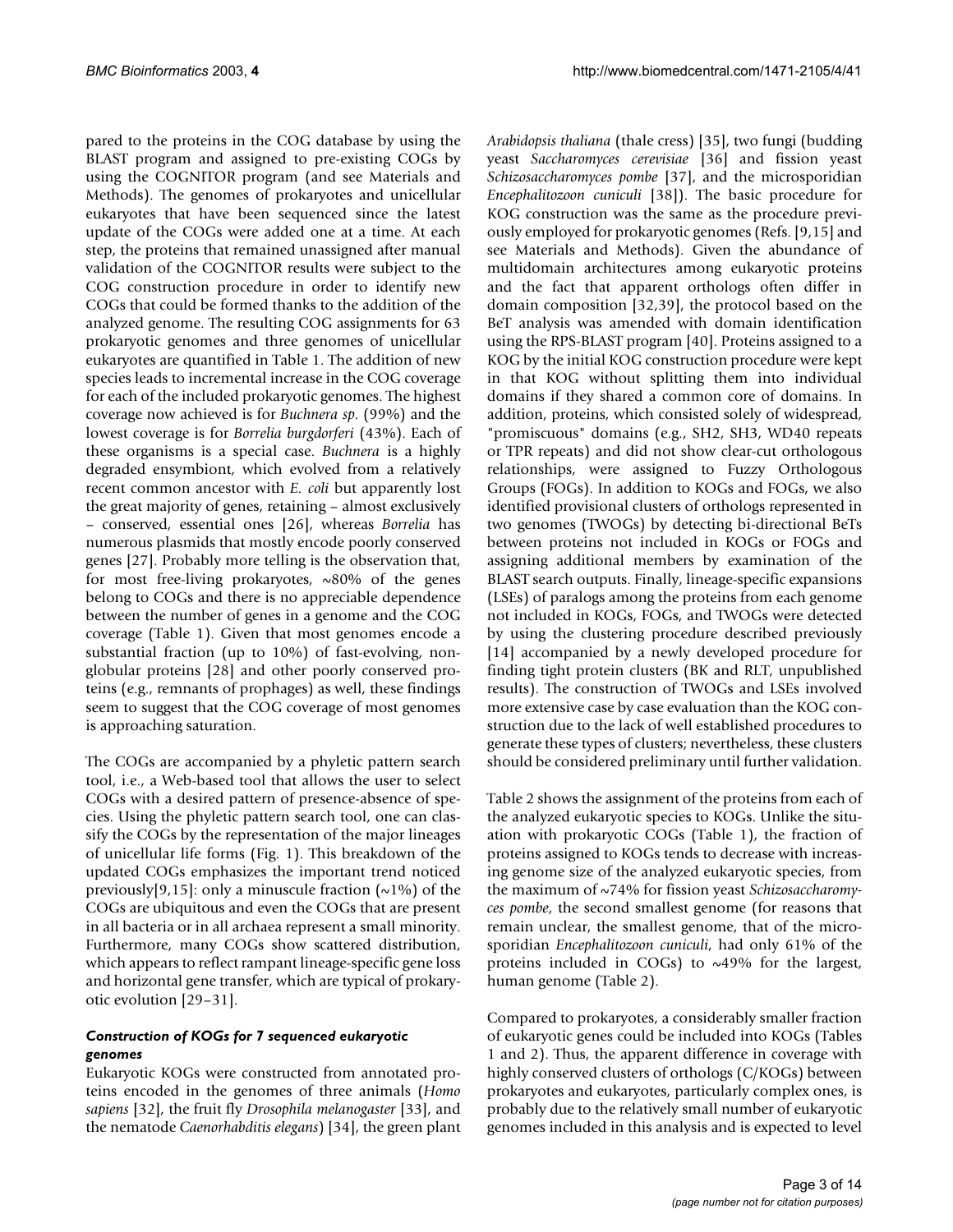pared to the proteins in the COG database by using the BLAST program and assigned to pre-existing COGs by using the COGNITOR program (and see Materials and Methods). The genomes of prokaryotes and unicellular eukaryotes that have been sequenced since the latest update of the COGs were added one at a time. At each step, the proteins that remained unassigned after manual validation of the COGNITOR results were subject to the COG construction procedure in order to identify new COGs that could be formed thanks to the addition of the analyzed genome. The resulting COG assignments for 63 prokaryotic genomes and three genomes of unicellular eukaryotes are quantified in Table 1. The addition of new species leads to incremental increase in the COG coverage for each of the included prokaryotic genomes. The highest coverage now achieved is for *Buchnera sp.* (99%) and the lowest coverage is for *Borrelia burgdorferi* (43%). Each of these organisms is a special case. *Buchnera* is a highly degraded ensymbiont, which evolved from a relatively recent common ancestor with *E. coli* but apparently lost the great majority of genes, retaining – almost exclusively – conserved, essential ones [26], whereas *Borrelia* has numerous plasmids that mostly encode poorly conserved genes [27]. Probably more telling is the observation that, for most free-living prokaryotes, ~80% of the genes belong to COGs and there is no appreciable dependence between the number of genes in a genome and the COG coverage (Table 1). Given that most genomes encode a substantial fraction (up to 10%) of fast-evolving, non-globular proteins [28] and other poorly conserved proteins (e.g., remnants of prophages) as well, these findings seem to suggest that the COG coverage of most genomes is approaching saturation.

The COGs are accompanied by a phyletic pattern search tool, i.e., a Web-based tool that allows the user to select COGs with a desired pattern of presence-absence of species. Using the phyletic pattern search tool, one can classify the COGs by the representation of the major lineages of unicellular life forms (Fig. 1). This breakdown of the updated COGs emphasizes the important trend noticed previously[9,15]: only a minuscule fraction (~1%) of the COGs are ubiquitous and even the COGs that are present in all bacteria or in all archaea represent a small minority. Furthermore, many COGs show scattered distribution, which appears to reflect rampant lineage-specific gene loss and horizontal gene transfer, which are typical of prokaryotic evolution [29–31].

### *Construction of KOGs for 7 sequenced eukaryotic genomes*

Eukaryotic KOGs were constructed from annotated proteins encoded in the genomes of three animals (*Homo sapiens* [32], the fruit fly *Drosophila melanogaster* [33], and the nematode *Caenorhabditis elegans*) [34], the green plant *Arabidopsis thaliana* (thale cress) [35], two fungi (budding yeast *Saccharomyces cerevisiae* [36] and fission yeast *Schizosaccharomyces pombe* [37], and the microsporidian *Encephalitozoon cuniculi* [38]). The basic procedure for KOG construction was the same as the procedure previously employed for prokaryotic genomes (Refs. [9,15] and see Materials and Methods). Given the abundance of multidomain architectures among eukaryotic proteins and the fact that apparent orthologs often differ in domain composition [32,39], the protocol based on the BeT analysis was amended with domain identification using the RPS-BLAST program [40]. Proteins assigned to a KOG by the initial KOG construction procedure were kept in that KOG without splitting them into individual domains if they shared a common core of domains. In addition, proteins, which consisted solely of widespread, "promiscuous" domains (e.g., SH2, SH3, WD40 repeats or TPR repeats) and did not show clear-cut orthologous relationships, were assigned to Fuzzy Orthologous Groups (FOGs). In addition to KOGs and FOGs, we also identified provisional clusters of orthologs represented in two genomes (TWOGs) by detecting bi-directional BeTs between proteins not included in KOGs or FOGs and assigning additional members by examination of the BLAST search outputs. Finally, lineage-specific expansions (LSEs) of paralogs among the proteins from each genome not included in KOGs, FOGs, and TWOGs were detected by using the clustering procedure described previously [14] accompanied by a newly developed procedure for finding tight protein clusters (BK and RLT, unpublished results). The construction of TWOGs and LSEs involved more extensive case by case evaluation than the KOG construction due to the lack of well established procedures to generate these types of clusters; nevertheless, these clusters should be considered preliminary until further validation.

Table 2 shows the assignment of the proteins from each of the analyzed eukaryotic species to KOGs. Unlike the situation with prokaryotic COGs (Table 1), the fraction of proteins assigned to KOGs tends to decrease with increasing genome size of the analyzed eukaryotic species, from the maximum of ~74% for fission yeast *Schizosaccharomyces pombe*, the second smallest genome (for reasons that remain unclear, the smallest genome, that of the microsporidian *Encephalitozoon cuniculi*, had only 61% of the proteins included in COGs) to ~49% for the largest, human genome (Table 2).

Compared to prokaryotes, a considerably smaller fraction of eukaryotic genes could be included into KOGs (Tables 1 and 2). Thus, the apparent difference in coverage with highly conserved clusters of orthologs (C/KOGs) between prokaryotes and eukaryotes, particularly complex ones, is probably due to the relatively small number of eukaryotic genomes included in this analysis and is expected to level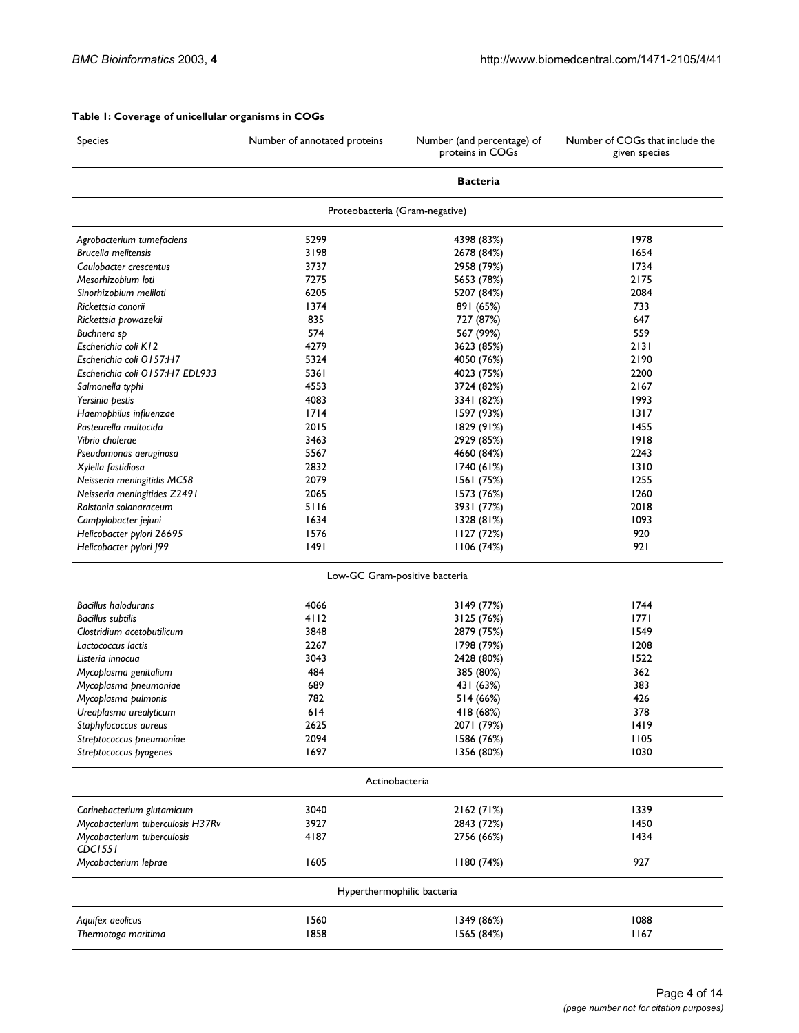**Table 1: Coverage of unicellular organisms in COGs**

| Species | Number of annotated proteins | Number (and percentage) of proteins in COGs | Number of COGs that include the given species |
| --- | --- | --- | --- |
| | | **Bacteria** | |
| | Proteobacteria (Gram-negative) | | |
| *Agrobacterium tumefaciens* | 5299 | 4398 (83%) | 1978 |
| *Brucella melitensis* | 3198 | 2678 (84%) | 1654 |
| *Caulobacter crescentus* | 3737 | 2958 (79%) | 1734 |
| *Mesorhizobium loti* | 7275 | 5653 (78%) | 2175 |
| *Sinorhizobium meliloti* | 6205 | 5207 (84%) | 2084 |
| *Rickettsia conorii* | 1374 | 891 (65%) | 733 |
| *Rickettsia prowazekii* | 835 | 727 (87%) | 647 |
| *Buchnera sp* | 574 | 567 (99%) | 559 |
| *Escherichia coli K12* | 4279 | 3623 (85%) | 2131 |
| *Escherichia coli O157:H7* | 5324 | 4050 (76%) | 2190 |
| *Escherichia coli O157:H7 EDL933* | 5361 | 4023 (75%) | 2200 |
| *Salmonella typhi* | 4553 | 3724 (82%) | 2167 |
| *Yersinia pestis* | 4083 | 3341 (82%) | 1993 |
| *Haemophilus influenzae* | 1714 | 1597 (93%) | 1317 |
| *Pasteurella multocida* | 2015 | 1829 (91%) | 1455 |
| *Vibrio cholerae* | 3463 | 2929 (85%) | 1918 |
| *Pseudomonas aeruginosa* | 5567 | 4660 (84%) | 2243 |
| *Xylella fastidiosa* | 2832 | 1740 (61%) | 1310 |
| *Neisseria meningitidis MC58* | 2079 | 1561 (75%) | 1255 |
| *Neisseria meningitides Z2491* | 2065 | 1573 (76%) | 1260 |
| *Ralstonia solanaraceum* | 5116 | 3931 (77%) | 2018 |
| *Campylobacter jejuni* | 1634 | 1328 (81%) | 1093 |
| *Helicobacter pylori 26695* | 1576 | 1127 (72%) | 920 |
| *Helicobacter pylori J99* | 1491 | 1106 (74%) | 921 |
| | Low-GC Gram-positive bacteria | | |
| *Bacillus halodurans* | 4066 | 3149 (77%) | 1744 |
| *Bacillus subtilis* | 4112 | 3125 (76%) | 1771 |
| *Clostridium acetobutilicum* | 3848 | 2879 (75%) | 1549 |
| *Lactococcus lactis* | 2267 | 1798 (79%) | 1208 |
| *Listeria innocua* | 3043 | 2428 (80%) | 1522 |
| *Mycoplasma genitalium* | 484 | 385 (80%) | 362 |
| *Mycoplasma pneumoniae* | 689 | 431 (63%) | 383 |
| *Mycoplasma pulmonis* | 782 | 514 (66%) | 426 |
| *Ureaplasma urealyticum* | 614 | 418 (68%) | 378 |
| *Staphylococcus aureus* | 2625 | 2071 (79%) | 1419 |
| *Streptococcus pneumoniae* | 2094 | 1586 (76%) | 1105 |
| *Streptococcus pyogenes* | 1697 | 1356 (80%) | 1030 |
| | Actinobacteria | | |
| *Corinebacterium glutamicum* | 3040 | 2162 (71%) | 1339 |
| *Mycobacterium tuberculosis H37Rv* | 3927 | 2843 (72%) | 1450 |
| *Mycobacterium tuberculosis CDC1551* | 4187 | 2756 (66%) | 1434 |
| *Mycobacterium leprae* | 1605 | 1180 (74%) | 927 |
| | Hyperthermophilic bacteria | | |
| *Aquifex aeolicus* | 1560 | 1349 (86%) | 1088 |
| *Thermotoga maritima* | 1858 | 1565 (84%) | 1167 |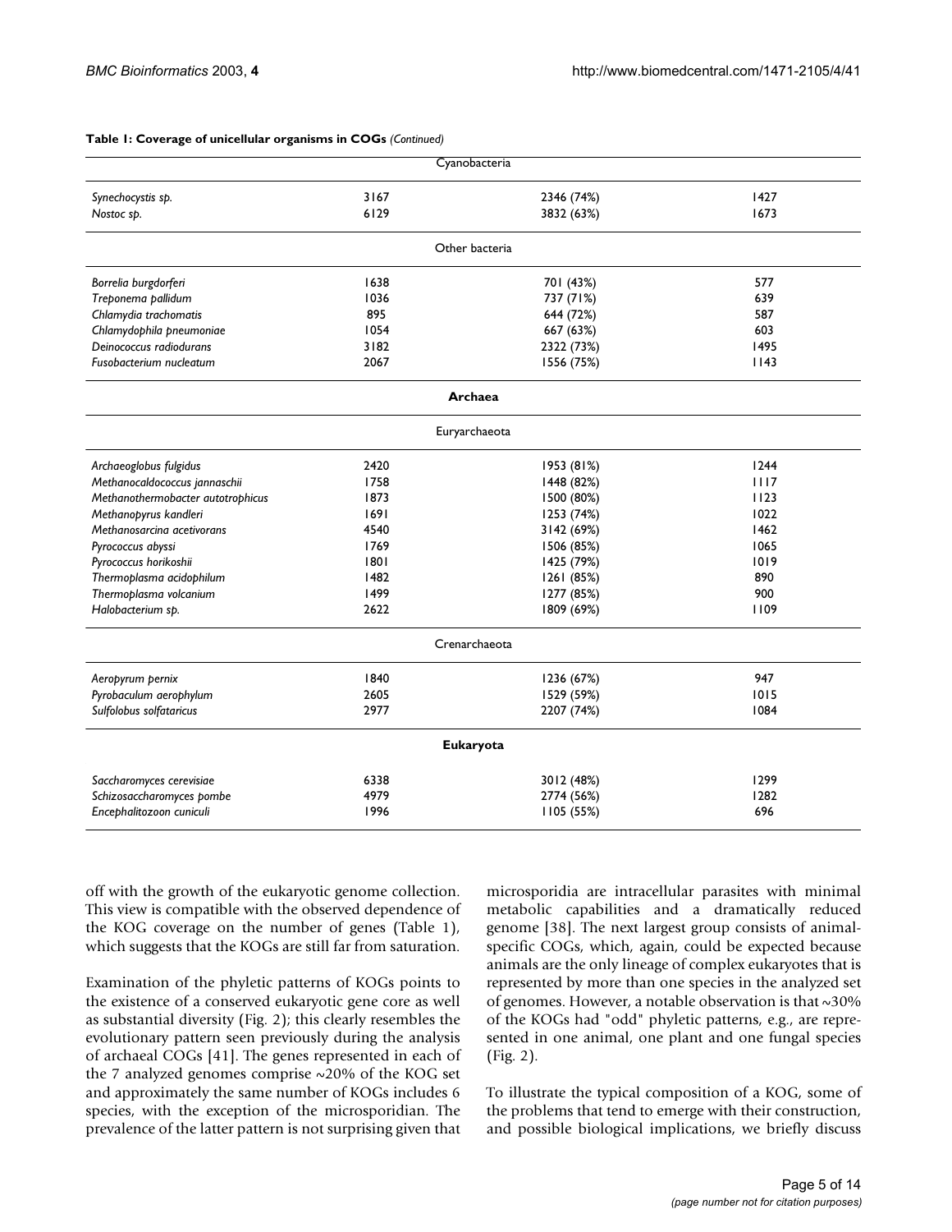**Table 1: Coverage of unicellular organisms in COGs** *(Continued)*

| | | | |
|---|---|---|---|
| | | Cyanobacteria | |
| *Synechocystis sp.* | 3167 | 2346 (74%) | 1427 |
| *Nostoc sp.* | 6129 | 3832 (63%) | 1673 |
| | | Other bacteria | |
| *Borrelia burgdorferi* | 1638 | 701 (43%) | 577 |
| *Treponema pallidum* | 1036 | 737 (71%) | 639 |
| *Chlamydia trachomatis* | 895 | 644 (72%) | 587 |
| *Chlamydophila pneumoniae* | 1054 | 667 (63%) | 603 |
| *Deinococcus radiodurans* | 3182 | 2322 (73%) | 1495 |
| *Fusobacterium nucleatum* | 2067 | 1556 (75%) | 1143 |
| | | **Archaea** | |
| | | Euryarchaeota | |
| *Archaeoglobus fulgidus* | 2420 | 1953 (81%) | 1244 |
| *Methanocaldococcus jannaschii* | 1758 | 1448 (82%) | 1117 |
| *Methanothermobacter autotrophicus* | 1873 | 1500 (80%) | 1123 |
| *Methanopyrus kandleri* | 1691 | 1253 (74%) | 1022 |
| *Methanosarcina acetivorans* | 4540 | 3142 (69%) | 1462 |
| *Pyrococcus abyssi* | 1769 | 1506 (85%) | 1065 |
| *Pyrococcus horikoshii* | 1801 | 1425 (79%) | 1019 |
| *Thermoplasma acidophilum* | 1482 | 1261 (85%) | 890 |
| *Thermoplasma volcanium* | 1499 | 1277 (85%) | 900 |
| *Halobacterium sp.* | 2622 | 1809 (69%) | 1109 |
| | | Crenarchaeota | |
| *Aeropyrum pernix* | 1840 | 1236 (67%) | 947 |
| *Pyrobaculum aerophylum* | 2605 | 1529 (59%) | 1015 |
| *Sulfolobus solfataricus* | 2977 | 2207 (74%) | 1084 |
| | | **Eukaryota** | |
| *Saccharomyces cerevisiae* | 6338 | 3012 (48%) | 1299 |
| *Schizosaccharomyces pombe* | 4979 | 2774 (56%) | 1282 |
| *Encephalitozoon cuniculi* | 1996 | 1105 (55%) | 696 |

off with the growth of the eukaryotic genome collection. This view is compatible with the observed dependence of the KOG coverage on the number of genes (Table 1), which suggests that the KOGs are still far from saturation.

Examination of the phyletic patterns of KOGs points to the existence of a conserved eukaryotic gene core as well as substantial diversity (Fig. 2); this clearly resembles the evolutionary pattern seen previously during the analysis of archaeal COGs [41]. The genes represented in each of the 7 analyzed genomes comprise ~20% of the KOG set and approximately the same number of KOGs includes 6 species, with the exception of the microsporidian. The prevalence of the latter pattern is not surprising given that microsporidia are intracellular parasites with minimal metabolic capabilities and a dramatically reduced genome [38]. The next largest group consists of animal-specific COGs, which, again, could be expected because animals are the only lineage of complex eukaryotes that is represented by more than one species in the analyzed set of genomes. However, a notable observation is that ~30% of the KOGs had "odd" phyletic patterns, e.g., are represented in one animal, one plant and one fungal species (Fig. 2).

To illustrate the typical composition of a KOG, some of the problems that tend to emerge with their construction, and possible biological implications, we briefly discuss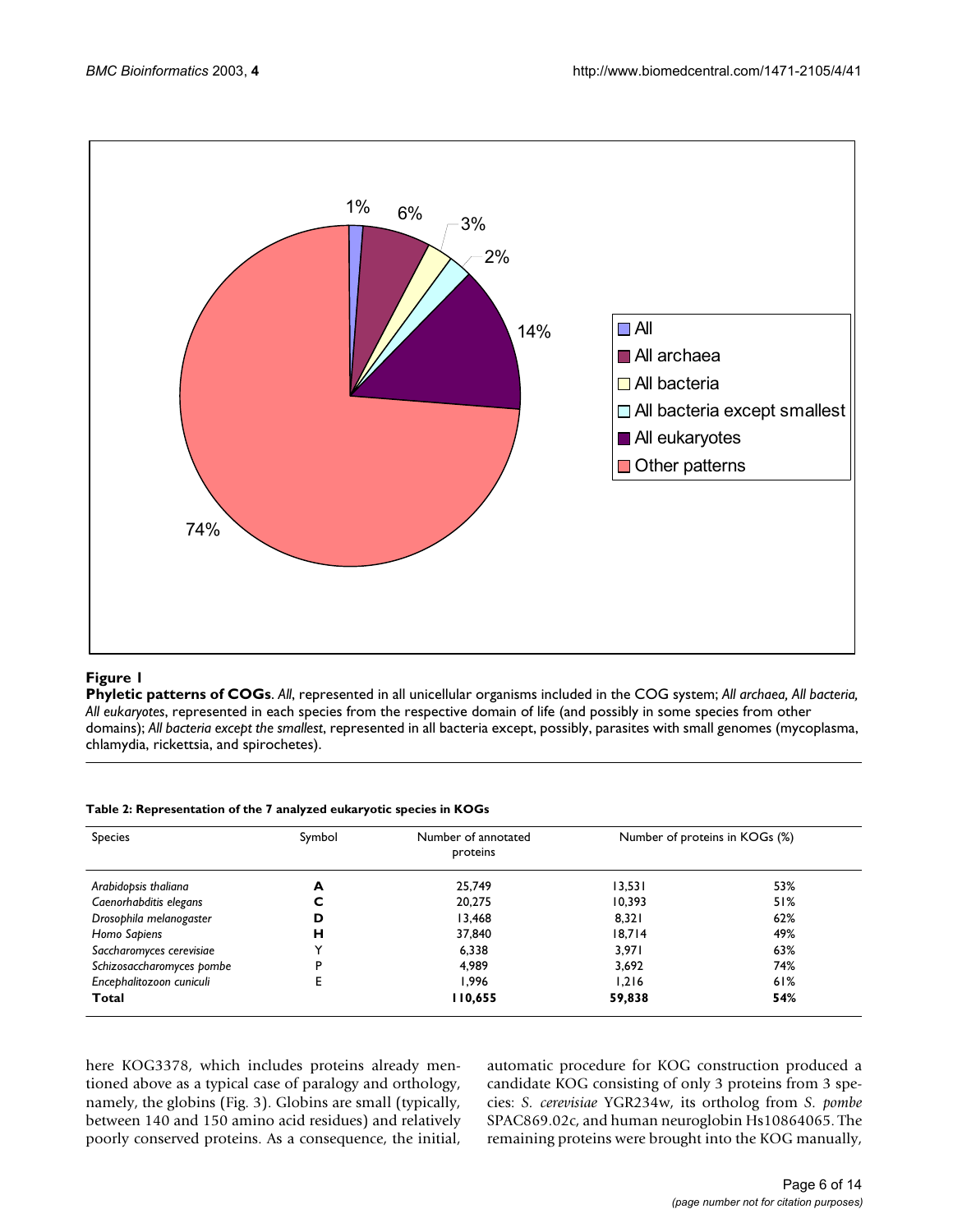**Figure 1**

**Phyletic patterns of COGs**. *All*, represented in all unicellular organisms included in the COG system; *All archaea, All bacteria, All eukaryotes*, represented in each species from the respective domain of life (and possibly in some species from other domains); *All bacteria except the smallest*, represented in all bacteria except, possibly, parasites with small genomes (mycoplasma, chlamydia, rickettsia, and spirochetes).

**Table 2: Representation of the 7 analyzed eukaryotic species in KOGs**

| Species | Symbol | Number of annotated proteins | Number of proteins in KOGs (%) | |
|---|---|---|---|---|
| *Arabidopsis thaliana* | **A** | 25,749 | 13,531 | 53% |
| *Caenorhabditis elegans* | **C** | 20,275 | 10,393 | 51% |
| *Drosophila melanogaster* | **D** | 13,468 | 8,321 | 62% |
| *Homo Sapiens* | **H** | 37,840 | 18,714 | 49% |
| *Saccharomyces cerevisiae* | Y | 6,338 | 3,971 | 63% |
| *Schizosaccharomyces pombe* | P | 4,989 | 3,692 | 74% |
| *Encephalitozoon cuniculi* | E | 1,996 | 1,216 | 61% |
| **Total** | | **110,655** | **59,838** | **54%** |

here KOG3378, which includes proteins already mentioned above as a typical case of paralogy and orthology, namely, the globins (Fig. 3). Globins are small (typically, between 140 and 150 amino acid residues) and relatively poorly conserved proteins. As a consequence, the initial, automatic procedure for KOG construction produced a candidate KOG consisting of only 3 proteins from 3 species: *S. cerevisiae* YGR234w, its ortholog from *S. pombe* SPAC869.02c, and human neuroglobin Hs10864065. The remaining proteins were brought into the KOG manually,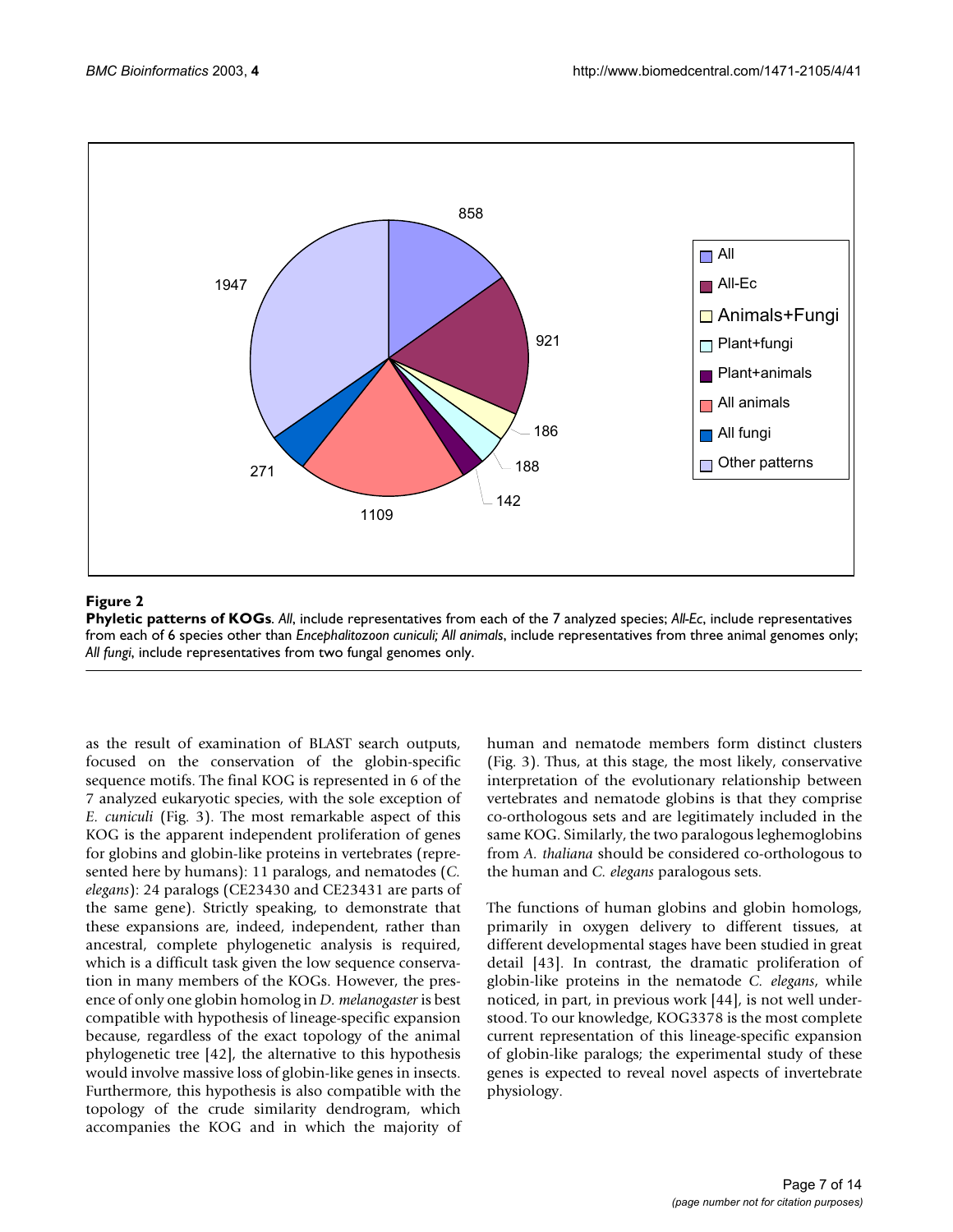**Figure 2**

**Phyletic patterns of KOGs**. *All*, include representatives from each of the 7 analyzed species; *All-Ec*, include representatives from each of 6 species other than *Encephalitozoon cuniculi*; *All animals*, include representatives from three animal genomes only; *All fungi*, include representatives from two fungal genomes only.

as the result of examination of BLAST search outputs, focused on the conservation of the globin-specific sequence motifs. The final KOG is represented in 6 of the 7 analyzed eukaryotic species, with the sole exception of *E. cuniculi* (Fig. 3). The most remarkable aspect of this KOG is the apparent independent proliferation of genes for globins and globin-like proteins in vertebrates (represented here by humans): 11 paralogs, and nematodes (*C. elegans*): 24 paralogs (CE23430 and CE23431 are parts of the same gene). Strictly speaking, to demonstrate that these expansions are, indeed, independent, rather than ancestral, complete phylogenetic analysis is required, which is a difficult task given the low sequence conservation in many members of the KOGs. However, the presence of only one globin homolog in *D. melanogaster* is best compatible with hypothesis of lineage-specific expansion because, regardless of the exact topology of the animal phylogenetic tree [42], the alternative to this hypothesis would involve massive loss of globin-like genes in insects. Furthermore, this hypothesis is also compatible with the topology of the crude similarity dendrogram, which accompanies the KOG and in which the majority of human and nematode members form distinct clusters (Fig. 3). Thus, at this stage, the most likely, conservative interpretation of the evolutionary relationship between vertebrates and nematode globins is that they comprise co-orthologous sets and are legitimately included in the same KOG. Similarly, the two paralogous leghemoglobins from *A. thaliana* should be considered co-orthologous to the human and *C. elegans* paralogous sets.

The functions of human globins and globin homologs, primarily in oxygen delivery to different tissues, at different developmental stages have been studied in great detail [43]. In contrast, the dramatic proliferation of globin-like proteins in the nematode *C. elegans*, while noticed, in part, in previous work [44], is not well understood. To our knowledge, KOG3378 is the most complete current representation of this lineage-specific expansion of globin-like paralogs; the experimental study of these genes is expected to reveal novel aspects of invertebrate physiology.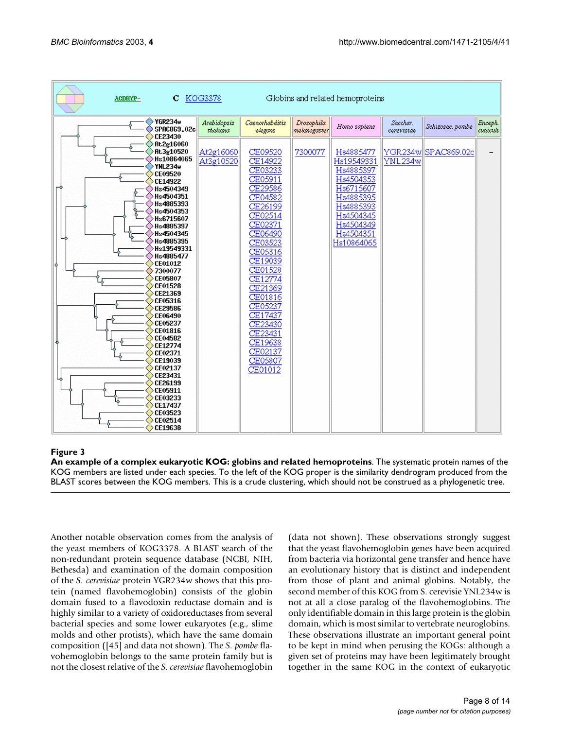| Arabidopsis thaliana | Caenorhabditis elegans | Drosophila melanogaster | Homo sapiens | Sacchar. cerevisiae | Schizosac. pombe | Enceph. cuniculi |
|---|---|---|---|---|---|---|
| At2g16060 At3g10520 | CE09520 CE14922 CE03233 CE05911 CE29586 CE04582 CE26199 CE02514 CE02371 CE06490 CE03523 CE05316 CE19039 CE01528 CE12774 CE21369 CE01816 CE05237 CE17437 CE23430 CE23431 CE19638 CE02137 CE05807 CE01012 | 7300077 | Hs4885477 Hs19549331 Hs4885397 Hs4504353 Hs6715607 Hs4885395 Hs4885393 Hs4504345 Hs4504349 Hs4504351 Hs10864065 | YGR234w YNL234w | SPAC869.02c | - |

**Figure 3**
**An example of a complex eukaryotic KOG: globins and related hemoproteins**. The systematic protein names of the KOG members are listed under each species. To the left of the KOG proper is the similarity dendrogram produced from the BLAST scores between the KOG members. This is a crude clustering, which should not be construed as a phylogenetic tree.

Another notable observation comes from the analysis of the yeast members of KOG3378. A BLAST search of the non-redundant protein sequence database (NCBI, NIH, Bethesda) and examination of the domain composition of the *S. cerevisiae* protein YGR234w shows that this protein (named flavohemoglobin) consists of the globin domain fused to a flavodoxin reductase domain and is highly similar to a variety of oxidoreductases from several bacterial species and some lower eukaryotes (e.g., slime molds and other protists), which have the same domain composition ([45] and data not shown). The *S. pombe* flavohemoglobin belongs to the same protein family but is not the closest relative of the *S. cerevisiae* flavohemoglobin (data not shown). These observations strongly suggest that the yeast flavohemoglobin genes have been acquired from bacteria via horizontal gene transfer and hence have an evolutionary history that is distinct and independent from those of plant and animal globins. Notably, the second member of this KOG from S. cerevisie YNL234w is not at all a close paralog of the flavohemoglobins. The only identifiable domain in this large protein is the globin domain, which is most similar to vertebrate neuroglobins. These observations illustrate an important general point to be kept in mind when perusing the KOGs: although a given set of proteins may have been legitimately brought together in the same KOG in the context of eukaryotic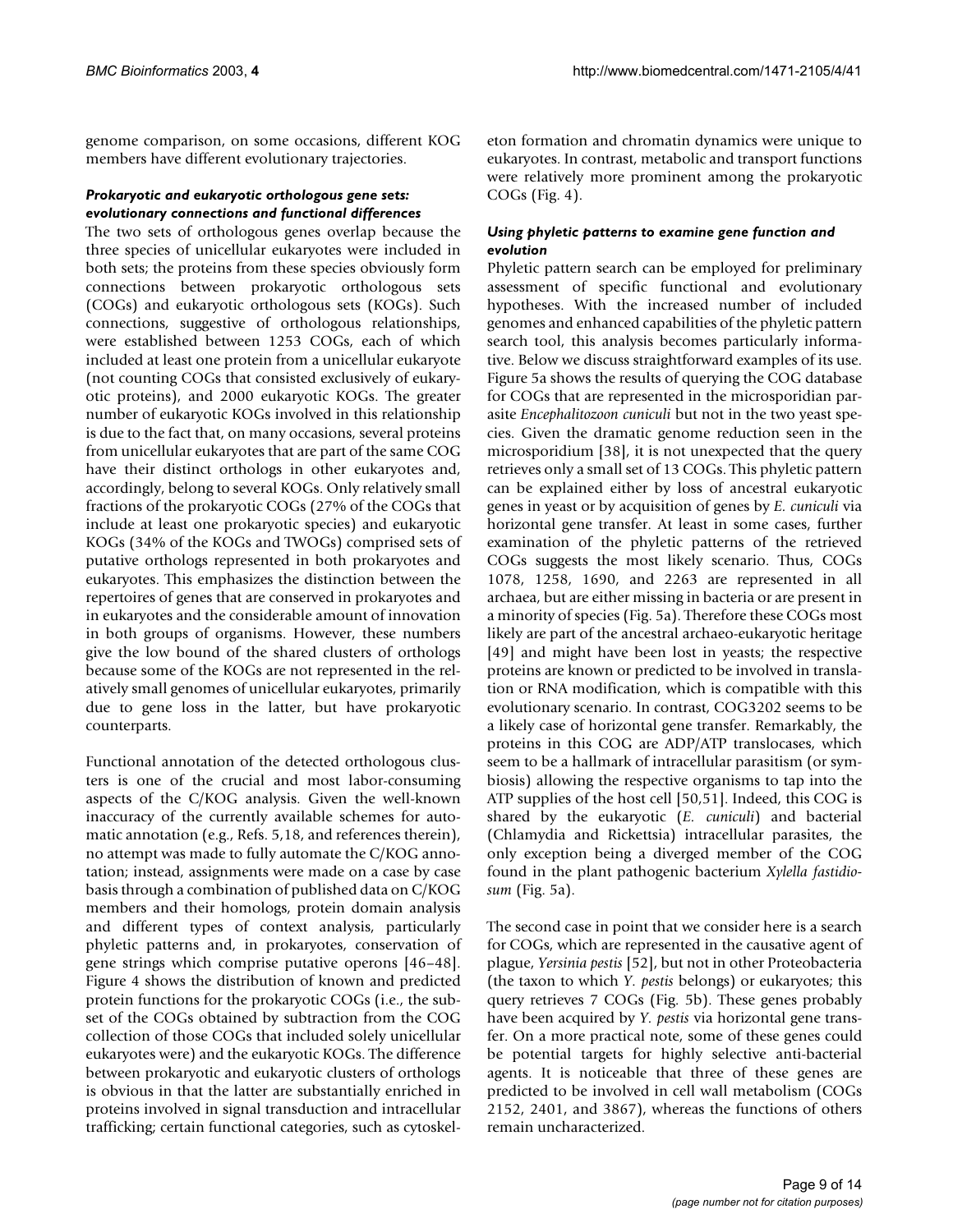genome comparison, on some occasions, different KOG members have different evolutionary trajectories.

### *Prokaryotic and eukaryotic orthologous gene sets: evolutionary connections and functional differences*

The two sets of orthologous genes overlap because the three species of unicellular eukaryotes were included in both sets; the proteins from these species obviously form connections between prokaryotic orthologous sets (COGs) and eukaryotic orthologous sets (KOGs). Such connections, suggestive of orthologous relationships, were established between 1253 COGs, each of which included at least one protein from a unicellular eukaryote (not counting COGs that consisted exclusively of eukaryotic proteins), and 2000 eukaryotic KOGs. The greater number of eukaryotic KOGs involved in this relationship is due to the fact that, on many occasions, several proteins from unicellular eukaryotes that are part of the same COG have their distinct orthologs in other eukaryotes and, accordingly, belong to several KOGs. Only relatively small fractions of the prokaryotic COGs (27% of the COGs that include at least one prokaryotic species) and eukaryotic KOGs (34% of the KOGs and TWOGs) comprised sets of putative orthologs represented in both prokaryotes and eukaryotes. This emphasizes the distinction between the repertoires of genes that are conserved in prokaryotes and in eukaryotes and the considerable amount of innovation in both groups of organisms. However, these numbers give the low bound of the shared clusters of orthologs because some of the KOGs are not represented in the relatively small genomes of unicellular eukaryotes, primarily due to gene loss in the latter, but have prokaryotic counterparts.

Functional annotation of the detected orthologous clusters is one of the crucial and most labor-consuming aspects of the C/KOG analysis. Given the well-known inaccuracy of the currently available schemes for automatic annotation (e.g., Refs. 5,18, and references therein), no attempt was made to fully automate the C/KOG annotation; instead, assignments were made on a case by case basis through a combination of published data on C/KOG members and their homologs, protein domain analysis and different types of context analysis, particularly phyletic patterns and, in prokaryotes, conservation of gene strings which comprise putative operons [46–48]. Figure 4 shows the distribution of known and predicted protein functions for the prokaryotic COGs (i.e., the subset of the COGs obtained by subtraction from the COG collection of those COGs that included solely unicellular eukaryotes were) and the eukaryotic KOGs. The difference between prokaryotic and eukaryotic clusters of orthologs is obvious in that the latter are substantially enriched in proteins involved in signal transduction and intracellular trafficking; certain functional categories, such as cytoskeleton formation and chromatin dynamics were unique to eukaryotes. In contrast, metabolic and transport functions were relatively more prominent among the prokaryotic COGs (Fig. 4).

### *Using phyletic patterns to examine gene function and evolution*

Phyletic pattern search can be employed for preliminary assessment of specific functional and evolutionary hypotheses. With the increased number of included genomes and enhanced capabilities of the phyletic pattern search tool, this analysis becomes particularly informative. Below we discuss straightforward examples of its use. Figure 5a shows the results of querying the COG database for COGs that are represented in the microsporidian parasite *Encephalitozoon cuniculi* but not in the two yeast species. Given the dramatic genome reduction seen in the microsporidium [38], it is not unexpected that the query retrieves only a small set of 13 COGs. This phyletic pattern can be explained either by loss of ancestral eukaryotic genes in yeast or by acquisition of genes by *E. cuniculi* via horizontal gene transfer. At least in some cases, further examination of the phyletic patterns of the retrieved COGs suggests the most likely scenario. Thus, COGs 1078, 1258, 1690, and 2263 are represented in all archaea, but are either missing in bacteria or are present in a minority of species (Fig. 5a). Therefore these COGs most likely are part of the ancestral archaeo-eukaryotic heritage [49] and might have been lost in yeasts; the respective proteins are known or predicted to be involved in translation or RNA modification, which is compatible with this evolutionary scenario. In contrast, COG3202 seems to be a likely case of horizontal gene transfer. Remarkably, the proteins in this COG are ADP/ATP translocases, which seem to be a hallmark of intracellular parasitism (or symbiosis) allowing the respective organisms to tap into the ATP supplies of the host cell [50,51]. Indeed, this COG is shared by the eukaryotic (*E. cuniculi*) and bacterial (Chlamydia and Rickettsia) intracellular parasites, the only exception being a diverged member of the COG found in the plant pathogenic bacterium *Xylella fastidiosum* (Fig. 5a).

The second case in point that we consider here is a search for COGs, which are represented in the causative agent of plague, *Yersinia pestis* [52], but not in other Proteobacteria (the taxon to which *Y. pestis* belongs) or eukaryotes; this query retrieves 7 COGs (Fig. 5b). These genes probably have been acquired by *Y. pestis* via horizontal gene transfer. On a more practical note, some of these genes could be potential targets for highly selective anti-bacterial agents. It is noticeable that three of these genes are predicted to be involved in cell wall metabolism (COGs 2152, 2401, and 3867), whereas the functions of others remain uncharacterized.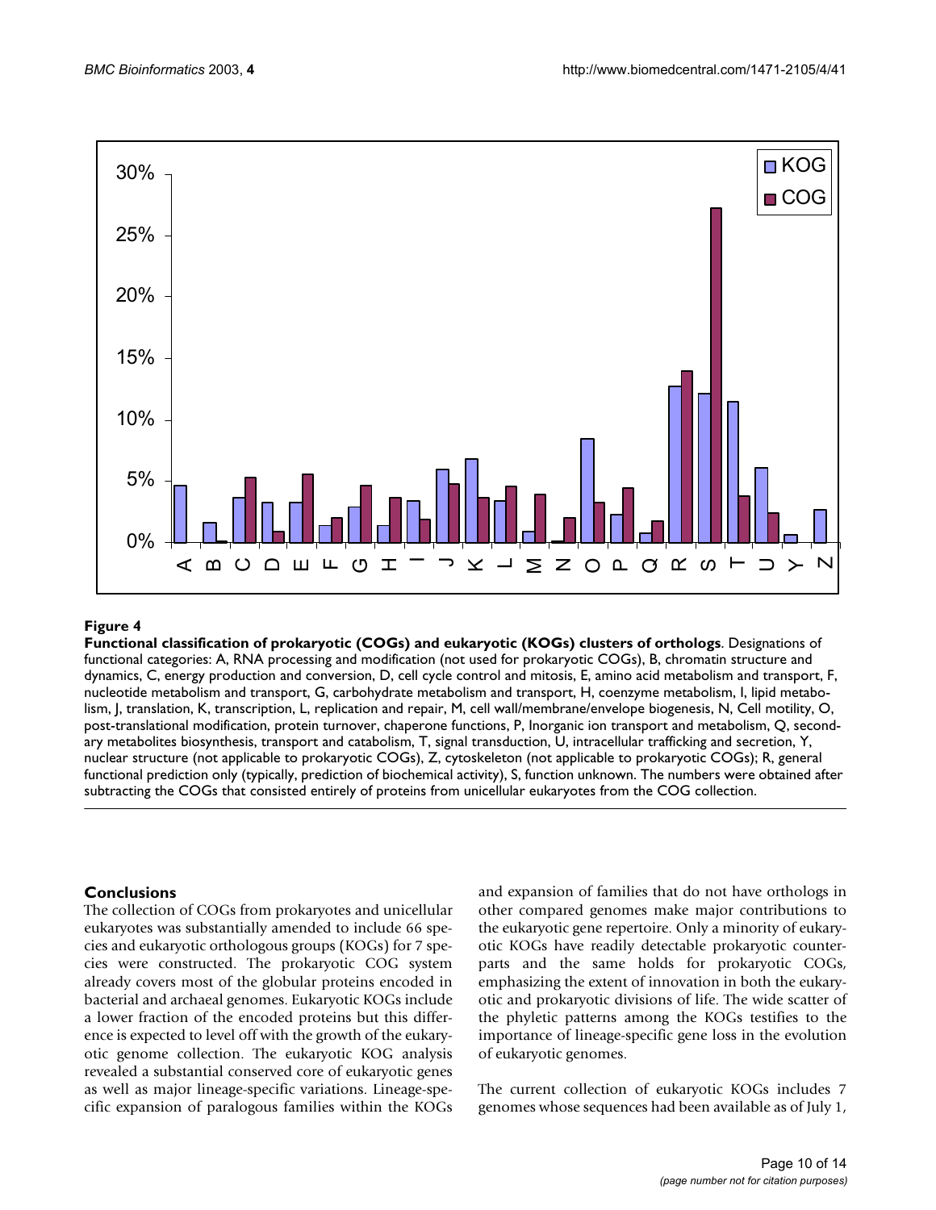30%
25%
20%
15%
10%
5%
0%

KOG
COG

A B C D E F G H I J K L M N O P Q R S T U Y Z

**Figure 4**

**Functional classification of prokaryotic (COGs) and eukaryotic (KOGs) clusters of orthologs**. Designations of functional categories: A, RNA processing and modification (not used for prokaryotic COGs), B, chromatin structure and dynamics, C, energy production and conversion, D, cell cycle control and mitosis, E, amino acid metabolism and transport, F, nucleotide metabolism and transport, G, carbohydrate metabolism and transport, H, coenzyme metabolism, I, lipid metabolism, J, translation, K, transcription, L, replication and repair, M, cell wall/membrane/envelope biogenesis, N, Cell motility, O, post-translational modification, protein turnover, chaperone functions, P, Inorganic ion transport and metabolism, Q, secondary metabolites biosynthesis, transport and catabolism, T, signal transduction, U, intracellular trafficking and secretion, Y, nuclear structure (not applicable to prokaryotic COGs), Z, cytoskeleton (not applicable to prokaryotic COGs); R, general functional prediction only (typically, prediction of biochemical activity), S, function unknown. The numbers were obtained after subtracting the COGs that consisted entirely of proteins from unicellular eukaryotes from the COG collection.

## Conclusions

The collection of COGs from prokaryotes and unicellular eukaryotes was substantially amended to include 66 species and eukaryotic orthologous groups (KOGs) for 7 species were constructed. The prokaryotic COG system already covers most of the globular proteins encoded in bacterial and archaeal genomes. Eukaryotic KOGs include a lower fraction of the encoded proteins but this difference is expected to level off with the growth of the eukaryotic genome collection. The eukaryotic KOG analysis revealed a substantial conserved core of eukaryotic genes as well as major lineage-specific variations. Lineage-specific expansion of paralogous families within the KOGs and expansion of families that do not have orthologs in other compared genomes make major contributions to the eukaryotic gene repertoire. Only a minority of eukaryotic KOGs have readily detectable prokaryotic counterparts and the same holds for prokaryotic COGs, emphasizing the extent of innovation in both the eukaryotic and prokaryotic divisions of life. The wide scatter of the phyletic patterns among the KOGs testifies to the importance of lineage-specific gene loss in the evolution of eukaryotic genomes.

The current collection of eukaryotic KOGs includes 7 genomes whose sequences had been available as of July 1,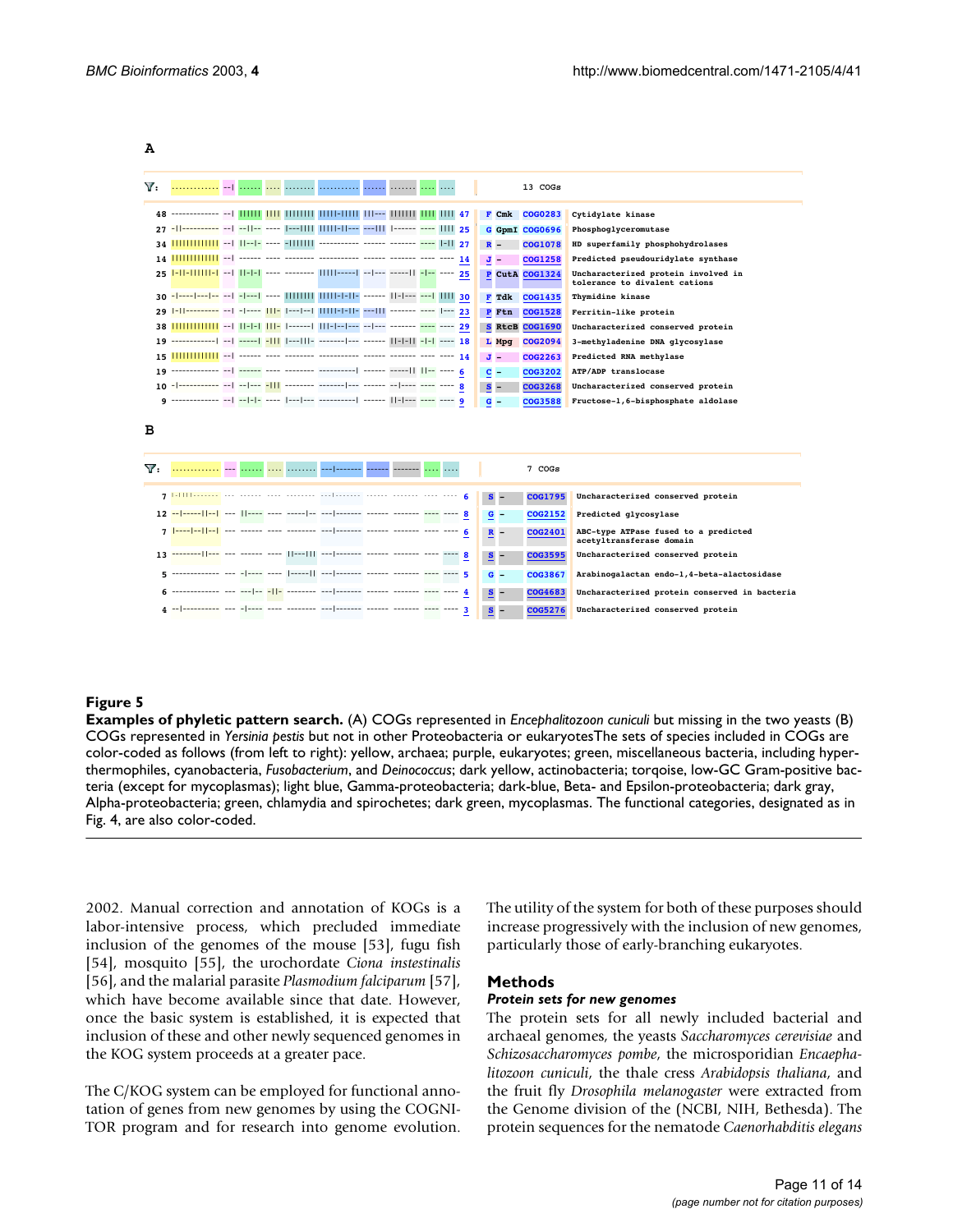**A**

| | | | Functional category | Gene | COG | Description |
|---|---|---|---|---|---|---|
| 48 | | 47 | F | Cmk | COG0283 | Cytidylate kinase |
| 27 | | 25 | G | GpmI | COG0696 | Phosphoglyceromutase |
| 34 | | 27 | R | - | COG1078 | HD superfamily phosphohydrolases |
| 14 | | 14 | J | - | COG1258 | Predicted pseudouridylate synthase |
| 25 | | 25 | P | CutA | COG1324 | Uncharacterized protein involved in tolerance to divalent cations |
| 30 | | 30 | F | Tdk | COG1435 | Thymidine kinase |
| 29 | | 23 | P | Ftn | COG1528 | Ferritin-like protein |
| 38 | | 29 | S | RtcB | COG1690 | Uncharacterized conserved protein |
| 19 | | 18 | L | Mpg | COG2094 | 3-methyladenine DNA glycosylase |
| 15 | | 14 | J | - | COG2263 | Predicted RNA methylase |
| 19 | | 6 | C | - | COG3202 | ATP/ADP translocase |
| 10 | | 8 | S | - | COG3268 | Uncharacterized conserved protein |
| 9 | | 9 | G | - | COG3588 | Fructose-1,6-bisphosphate aldolase |

13 COGs

**B**

| | | | Functional category | Gene | COG | Description |
|---|---|---|---|---|---|---|
| 7 | | 6 | S | - | COG1795 | Uncharacterized conserved protein |
| 12 | | 8 | G | - | COG2152 | Predicted glycosylase |
| 7 | | 6 | R | - | COG2401 | ABC-type ATPase fused to a predicted acetyltransferase domain |
| 13 | | 8 | S | - | COG3595 | Uncharacterized conserved protein |
| 5 | | 5 | G | - | COG3867 | Arabinogalactan endo-1,4-beta-galactosidase |
| 6 | | 4 | S | - | COG4683 | Uncharacterized protein conserved in bacteria |
| 4 | | 3 | S | - | COG5276 | Uncharacterized conserved protein |

7 COGs

**Figure 5**

**Examples of phyletic pattern search.** (A) COGs represented in *Encephalitozoon cuniculi* but missing in the two yeasts (B) COGs represented in *Yersinia pestis* but not in other Proteobacteria or eukaryotesThe sets of species included in COGs are color-coded as follows (from left to right): yellow, archaea; purple, eukaryotes; green, miscellaneous bacteria, including hyperthermophiles, cyanobacteria, *Fusobacterium*, and *Deinococcus*; dark yellow, actinobacteria; torqoise, low-GC Gram-positive bacteria (except for mycoplasmas); light blue, Gamma-proteobacteria; dark-blue, Beta- and Epsilon-proteobacteria; dark gray, Alpha-proteobacteria; green, chlamydia and spirochetes; dark green, mycoplasmas. The functional categories, designated as in Fig. 4, are also color-coded.

2002. Manual correction and annotation of KOGs is a labor-intensive process, which precluded immediate inclusion of the genomes of the mouse [53], fugu fish [54], mosquito [55], the urochordate *Ciona instestinalis* [56], and the malarial parasite *Plasmodium falciparum* [57], which have become available since that date. However, once the basic system is established, it is expected that inclusion of these and other newly sequenced genomes in the KOG system proceeds at a greater pace.

The C/KOG system can be employed for functional annotation of genes from new genomes by using the COGNITOR program and for research into genome evolution. The utility of the system for both of these purposes should increase progressively with the inclusion of new genomes, particularly those of early-branching eukaryotes.

## Methods

### *Protein sets for new genomes*

The protein sets for all newly included bacterial and archaeal genomes, the yeasts *Saccharomyces cerevisiae* and *Schizosaccharomyces pombe*, the microsporidian *Encaephalitozoon cuniculi*, the thale cress *Arabidopsis thaliana*, and the fruit fly *Drosophila melanogaster* were extracted from the Genome division of the (NCBI, NIH, Bethesda). The protein sequences for the nematode *Caenorhabditis elegans*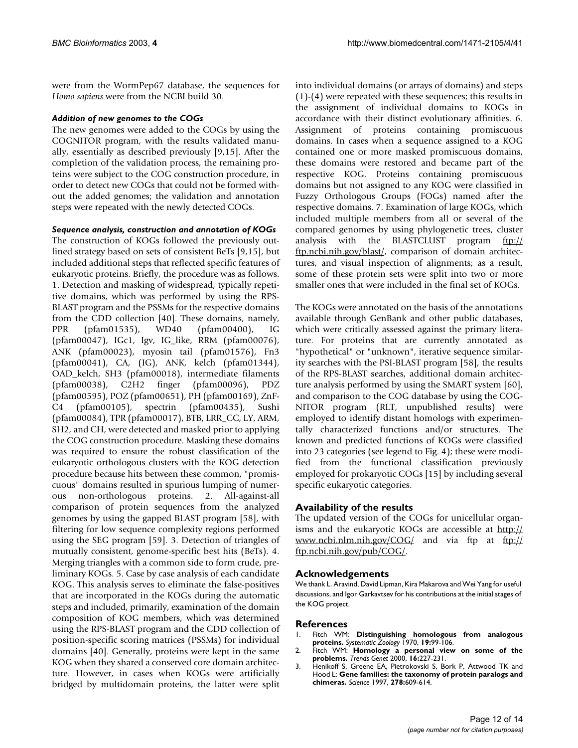were from the WormPep67 database, the sequences for *Homo sapiens* were from the NCBI build 30.

### *Addition of new genomes to the COGs*

The new genomes were added to the COGs by using the COGNITOR program, with the results validated manually, essentially as described previously [9,15]. After the completion of the validation process, the remaining proteins were subject to the COG construction procedure, in order to detect new COGs that could not be formed without the added genomes; the validation and annotation steps were repeated with the newly detected COGs.

### *Sequence analysis, construction and annotation of KOGs*

The construction of KOGs followed the previously outlined strategy based on sets of consistent BeTs [9,15], but included additional steps that reflected specific features of eukaryotic proteins. Briefly, the procedure was as follows. 1. Detection and masking of widespread, typically repetitive domains, which was performed by using the RPS-BLAST program and the PSSMs for the respective domains from the CDD collection [40]. These domains, namely, PPR (pfam01535), WD40 (pfam00400), IG (pfam00047), IGc1, Igv, IG_like, RRM (pfam00076), ANK (pfam00023), myosin tail (pfam01576), Fn3 (pfam00041), CA, (IG), ANK, kelch (pfam01344), OAD_kelch, SH3 (pfam00018), intermediate filaments (pfam00038), C2H2 finger (pfam00096), PDZ (pfam00595), POZ (pfam00651), PH (pfam00169), ZnF-C4 (pfam00105), spectrin (pfam00435), Sushi (pfam00084), TPR (pfam00017), BTB, LRR_CC, LY, ARM, SH2, and CH, were detected and masked prior to applying the COG construction procedure. Masking these domains was required to ensure the robust classification of the eukaryotic orthologous clusters with the KOG detection procedure because hits between these common, "promiscuous" domains resulted in spurious lumping of numerous non-orthologous proteins. 2. All-against-all comparison of protein sequences from the analyzed genomes by using the gapped BLAST program [58], with filtering for low sequence complexity regions performed using the SEG program [59]. 3. Detection of triangles of mutually consistent, genome-specific best hits (BeTs). 4. Merging triangles with a common side to form crude, preliminary KOGs. 5. Case by case analysis of each candidate KOG. This analysis serves to eliminate the false-positives that are incorporated in the KOGs during the automatic steps and included, primarily, examination of the domain composition of KOG members, which was determined using the RPS-BLAST program and the CDD collection of position-specific scoring matrices (PSSMs) for individual domains [40]. Generally, proteins were kept in the same KOG when they shared a conserved core domain architecture. However, in cases when KOGs were artificially bridged by multidomain proteins, the latter were split into individual domains (or arrays of domains) and steps (1)-(4) were repeated with these sequences; this results in the assignment of individual domains to KOGs in accordance with their distinct evolutionary affinities. 6. Assignment of proteins containing promiscuous domains. In cases when a sequence assigned to a KOG contained one or more masked promiscuous domains, these domains were restored and became part of the respective KOG. Proteins containing promiscuous domains but not assigned to any KOG were classified in Fuzzy Orthologous Groups (FOGs) named after the respective domains. 7. Examination of large KOGs, which included multiple members from all or several of the compared genomes by using phylogenetic trees, cluster analysis with the BLASTCLUST program ftp://ftp.ncbi.nih.gov/blast/, comparison of domain architectures, and visual inspection of alignments; as a result, some of these protein sets were split into two or more smaller ones that were included in the final set of KOGs.

The KOGs were annotated on the basis of the annotations available through GenBank and other public databases, which were critically assessed against the primary literature. For proteins that are currently annotated as "hypothetical" or "unknown", iterative sequence similarity searches with the PSI-BLAST program [58], the results of the RPS-BLAST searches, additional domain architecture analysis performed by using the SMART system [60], and comparison to the COG database by using the COGNITOR program (RLT, unpublished results) were employed to identify distant homologs with experimentally characterized functions and/or structures. The known and predicted functions of KOGs were classified into 23 categories (see legend to Fig. 4); these were modified from the functional classification previously employed for prokaryotic COGs [15] by including several specific eukaryotic categories.

## Availability of the results

The updated version of the COGs for unicellular organisms and the eukaryotic KOGs are accessible at http://www.ncbi.nlm.nih.gov/COG/ and via ftp at ftp://ftp.ncbi.nih.gov/pub/COG/.

## Acknowledgements

We thank L. Aravind, David Lipman, Kira Makarova and Wei Yang for useful discussions, and Igor Garkavtsev for his contributions at the initial stages of the KOG project.

## References

1. Fitch WM: **Distinguishing homologous from analogous proteins.** *Systematic Zoology* 1970, **19:**99-106.
2. Fitch WM: **Homology a personal view on some of the problems.** *Trends Genet* 2000, **16:**227-231.
3. Henikoff S, Greene EA, Pietrokovski S, Bork P, Attwood TK and Hood L: **Gene families: the taxonomy of protein paralogs and chimeras.** *Science* 1997, **278:**609-614.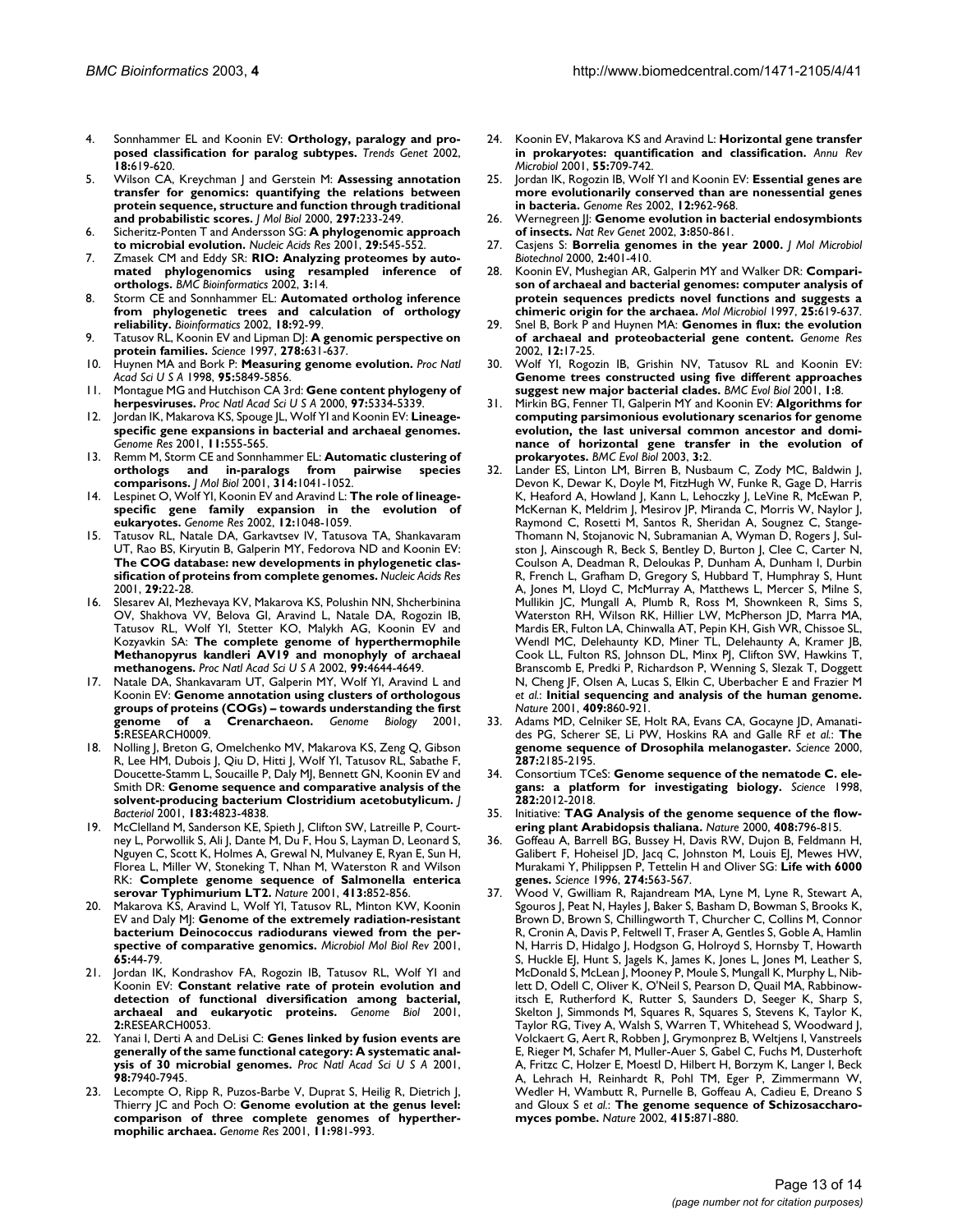4. Sonnhammer EL and Koonin EV: **Orthology, paralogy and proposed classification for paralog subtypes.** *Trends Genet* 2002, **18:**619-620.
5. Wilson CA, Kreychman J and Gerstein M: **Assessing annotation transfer for genomics: quantifying the relations between protein sequence, structure and function through traditional and probabilistic scores.** *J Mol Biol* 2000, **297:**233-249.
6. Sicheritz-Ponten T and Andersson SG: **A phylogenomic approach to microbial evolution.** *Nucleic Acids Res* 2001, **29:**545-552.
7. Zmasek CM and Eddy SR: **RIO: Analyzing proteomes by automated phylogenomics using resampled inference of orthologs.** *BMC Bioinformatics* 2002, **3:**14.
8. Storm CE and Sonnhammer EL: **Automated ortholog inference from phylogenetic trees and calculation of orthology reliability.** *Bioinformatics* 2002, **18:**92-99.
9. Tatusov RL, Koonin EV and Lipman DJ: **A genomic perspective on protein families.** *Science* 1997, **278:**631-637.
10. Huynen MA and Bork P: **Measuring genome evolution.** *Proc Natl Acad Sci U S A* 1998, **95:**5849-5856.
11. Montague MG and Hutchison CA 3rd: **Gene content phylogeny of herpesviruses.** *Proc Natl Acad Sci U S A* 2000, **97:**5334-5339.
12. Jordan IK, Makarova KS, Spouge JL, Wolf YI and Koonin EV: **Lineage-specific gene expansions in bacterial and archaeal genomes.** *Genome Res* 2001, **11:**555-565.
13. Remm M, Storm CE and Sonnhammer EL: **Automatic clustering of orthologs and in-paralogs from pairwise species comparisons.** *J Mol Biol* 2001, **314:**1041-1052.
14. Lespinet O, Wolf YI, Koonin EV and Aravind L: **The role of lineage-specific gene family expansion in the evolution of eukaryotes.** *Genome Res* 2002, **12:**1048-1059.
15. Tatusov RL, Natale DA, Garkavtsev IV, Tatusova TA, Shankavaram UT, Rao BS, Kiryutin B, Galperin MY, Fedorova ND and Koonin EV: **The COG database: new developments in phylogenetic classification of proteins from complete genomes.** *Nucleic Acids Res* 2001, **29:**22-28.
16. Slesarev AI, Mezhevaya KV, Makarova KS, Polushin NN, Shcherbinina OV, Shakhova VV, Belova GI, Aravind L, Natale DA, Rogozin IB, Tatusov RL, Wolf YI, Stetter KO, Malykh AG, Koonin EV and Kozyavkin SA: **The complete genome of hyperthermophile Methanopyrus kandleri AV19 and monophyly of archaeal methanogens.** *Proc Natl Acad Sci U S A* 2002, **99:**4644-4649.
17. Natale DA, Shankavaram UT, Galperin MY, Wolf YI, Aravind L and Koonin EV: **Genome annotation using clusters of orthologous groups of proteins (COGs) – towards understanding the first genome of a Crenarchaeon.** *Genome Biology* 2001, **5:**RESEARCH0009.
18. Nolling J, Breton G, Omelchenko MV, Makarova KS, Zeng Q, Gibson R, Lee HM, Dubois J, Qiu D, Hitti J, Wolf YI, Tatusov RL, Sabathe F, Doucette-Stamm L, Soucaille P, Daly MJ, Bennett GN, Koonin EV and Smith DR: **Genome sequence and comparative analysis of the solvent-producing bacterium Clostridium acetobutylicum.** *J Bacteriol* 2001, **183:**4823-4838.
19. McClelland M, Sanderson KE, Spieth J, Clifton SW, Latreille P, Courtney L, Porwollik S, Ali J, Dante M, Du F, Hou S, Layman D, Leonard S, Nguyen C, Scott K, Holmes A, Grewal N, Mulvaney E, Ryan E, Sun H, Florea L, Miller W, Stoneking T, Nhan M, Waterston R and Wilson RK: **Complete genome sequence of Salmonella enterica serovar Typhimurium LT2.** *Nature* 2001, **413:**852-856.
20. Makarova KS, Aravind L, Wolf YI, Tatusov RL, Minton KW, Koonin EV and Daly MJ: **Genome of the extremely radiation-resistant bacterium Deinococcus radiodurans viewed from the perspective of comparative genomics.** *Microbiol Mol Biol Rev* 2001, **65:**44-79.
21. Jordan IK, Kondrashov FA, Rogozin IB, Tatusov RL, Wolf YI and Koonin EV: **Constant relative rate of protein evolution and detection of functional diversification among bacterial, archaeal and eukaryotic proteins.** *Genome Biol* 2001, **2:**RESEARCH0053.
22. Yanai I, Derti A and DeLisi C: **Genes linked by fusion events are generally of the same functional category: A systematic analysis of 30 microbial genomes.** *Proc Natl Acad Sci U S A* 2001, **98:**7940-7945.
23. Lecompte O, Ripp R, Puzos-Barbe V, Duprat S, Heilig R, Dietrich J, Thierry JC and Poch O: **Genome evolution at the genus level: comparison of three complete genomes of hyperthermophilic archaea.** *Genome Res* 2001, **11:**981-993.
24. Koonin EV, Makarova KS and Aravind L: **Horizontal gene transfer in prokaryotes: quantification and classification.** *Annu Rev Microbiol* 2001, **55:**709-742.
25. Jordan IK, Rogozin IB, Wolf YI and Koonin EV: **Essential genes are more evolutionarily conserved than are nonessential genes in bacteria.** *Genome Res* 2002, **12:**962-968.
26. Wernegreen JJ: **Genome evolution in bacterial endosymbionts of insects.** *Nat Rev Genet* 2002, **3:**850-861.
27. Casjens S: **Borrelia genomes in the year 2000.** *J Mol Microbiol Biotechnol* 2000, **2:**401-410.
28. Koonin EV, Mushegian AR, Galperin MY and Walker DR: **Comparison of archaeal and bacterial genomes: computer analysis of protein sequences predicts novel functions and suggests a chimeric origin for the archaea.** *Mol Microbiol* 1997, **25:**619-637.
29. Snel B, Bork P and Huynen MA: **Genomes in flux: the evolution of archaeal and proteobacterial gene content.** *Genome Res* 2002, **12:**17-25.
30. Wolf YI, Rogozin IB, Grishin NV, Tatusov RL and Koonin EV: **Genome trees constructed using five different approaches suggest new major bacterial clades.** *BMC Evol Biol* 2001, **1:**8.
31. Mirkin BG, Fenner TI, Galperin MY and Koonin EV: **Algorithms for computing parsimonious evolutionary scenarios for genome evolution, the last universal common ancestor and dominance of horizontal gene transfer in the evolution of prokaryotes.** *BMC Evol Biol* 2003, **3:**2.
32. Lander ES, Linton LM, Birren B, Nusbaum C, Zody MC, Baldwin J, Devon K, Dewar K, Doyle M, FitzHugh W, Funke R, Gage D, Harris K, Heaford A, Howland J, Kann L, Lehoczky J, LeVine R, McEwan P, McKernan K, Meldrim J, Mesirov JP, Miranda C, Morris W, Naylor J, Raymond C, Rosetti M, Santos R, Sheridan A, Sougnez C, Stange-Thomann N, Stojanovic N, Subramanian A, Wyman D, Rogers J, Sulston J, Ainscough R, Beck S, Bentley D, Burton J, Clee C, Carter N, Coulson A, Deadman R, Deloukas P, Dunham A, Dunham I, Durbin R, French L, Grafham D, Gregory S, Hubbard T, Humphray S, Hunt A, Jones M, Lloyd C, McMurray A, Matthews L, Mercer S, Milne S, Mullikin JC, Mungall A, Plumb R, Ross M, Shownkeen R, Sims S, Waterston RH, Wilson RK, Hillier LW, McPherson JD, Marra MA, Mardis ER, Fulton LA, Chinwalla AT, Pepin KH, Gish WR, Chissoe SL, Wendl MC, Delehaunty KD, Miner TL, Delehaunty A, Kramer JB, Cook LL, Fulton RS, Johnson DL, Minx PJ, Clifton SW, Hawkins T, Branscomb E, Predki P, Richardson P, Wenning S, Slezak T, Doggett N, Cheng JF, Olsen A, Lucas S, Elkin C, Uberbacher E and Frazier M *et al.*: **Initial sequencing and analysis of the human genome.** *Nature* 2001, **409:**860-921.
33. Adams MD, Celniker SE, Holt RA, Evans CA, Gocayne JD, Amanatides PG, Scherer SE, Li PW, Hoskins RA and Galle RF *et al.*: **The genome sequence of Drosophila melanogaster.** *Science* 2000, **287:**2185-2195.
34. Consortium TCeS: **Genome sequence of the nematode C. elegans: a platform for investigating biology.** *Science* 1998, **282:**2012-2018.
35. Initiative: **TAG Analysis of the genome sequence of the flowering plant Arabidopsis thaliana.** *Nature* 2000, **408:**796-815.
36. Goffeau A, Barrell BG, Bussey H, Davis RW, Dujon B, Feldmann H, Galibert F, Hoheisel JD, Jacq C, Johnston M, Louis EJ, Mewes HW, Murakami Y, Philippsen P, Tettelin H and Oliver SG: **Life with 6000 genes.** *Science* 1996, **274:**563-567.
37. Wood V, Gwilliam R, Rajandream MA, Lyne M, Lyne R, Stewart A, Sgouros J, Peat N, Hayles J, Baker S, Basham D, Bowman S, Brooks K, Brown D, Brown S, Chillingworth T, Churcher C, Collins M, Connor R, Cronin A, Davis P, Feltwell T, Fraser A, Gentles S, Goble A, Hamlin N, Harris D, Hidalgo J, Hodgson G, Holroyd S, Hornsby T, Howarth S, Huckle EJ, Hunt S, Jagels K, James K, Jones L, Jones M, Leather S, McDonald S, McLean J, Mooney P, Moule S, Mungall K, Murphy L, Niblett D, Odell C, Oliver K, O'Neil S, Pearson D, Quail MA, Rabbinowitsch E, Rutherford K, Rutter S, Saunders D, Seeger K, Sharp S, Skelton J, Simmonds M, Squares R, Squares S, Stevens K, Taylor K, Taylor RG, Tivey A, Walsh S, Warren T, Whitehead S, Woodward J, Volckaert G, Aert R, Robben J, Grymonprez B, Weltjens I, Vanstreels E, Rieger M, Schafer M, Muller-Auer S, Gabel C, Fuchs M, Dusterhoft A, Fritzc C, Holzer E, Moestl D, Hilbert H, Borzym K, Langer I, Beck A, Lehrach H, Reinhardt R, Pohl TM, Eger P, Zimmermann W, Wedler H, Wambutt R, Purnelle B, Goffeau A, Cadieu E, Dreano S and Gloux S *et al.*: **The genome sequence of Schizosaccharomyces pombe.** *Nature* 2002, **415:**871-880.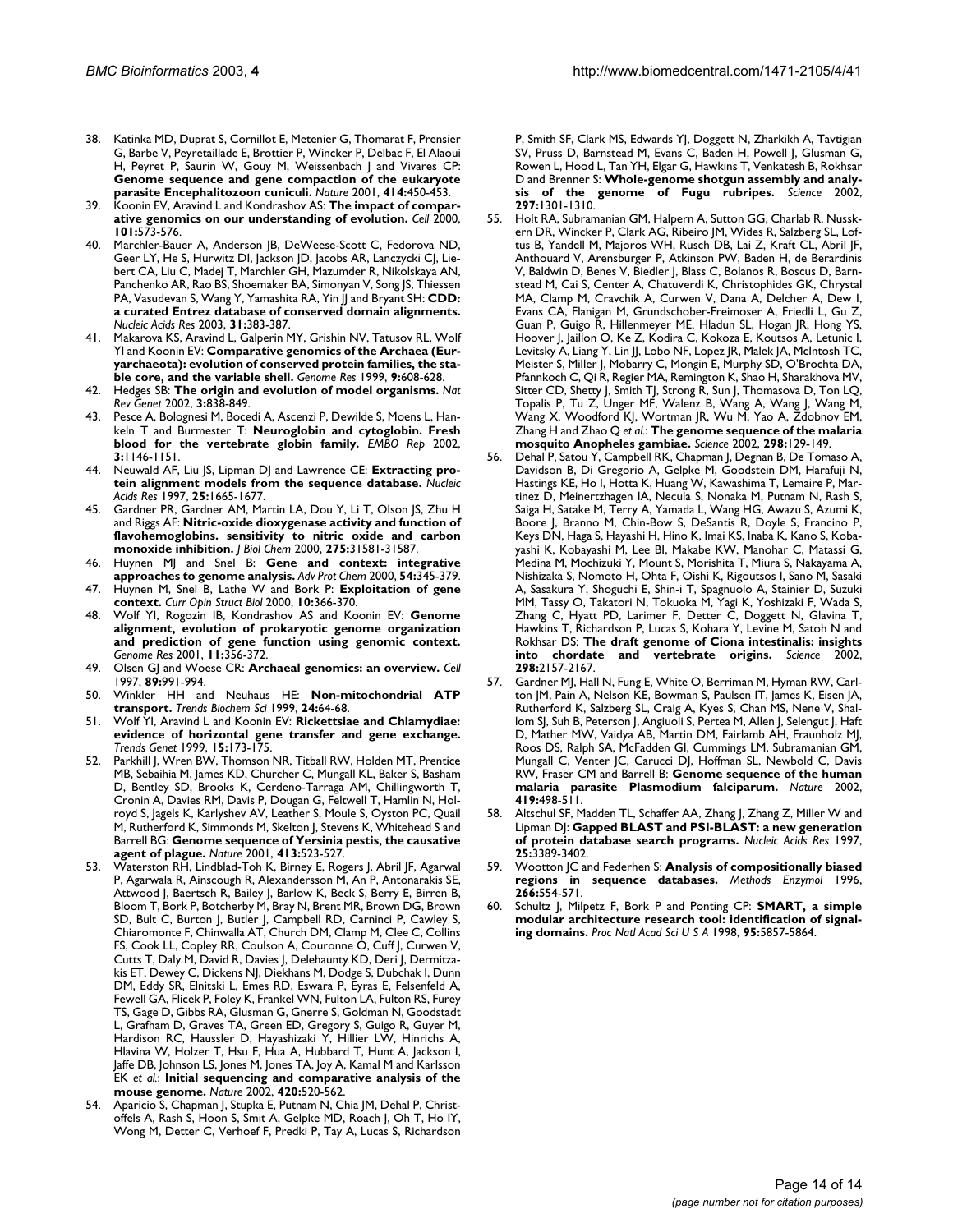38. Katinka MD, Duprat S, Cornillot E, Metenier G, Thomarat F, Prensier G, Barbe V, Peyretaillade E, Brottier P, Wincker P, Delbac F, El Alaoui H, Peyret P, Saurin W, Gouy M, Weissenbach J and Vivares CP: **Genome sequence and gene compaction of the eukaryote parasite Encephalitozoon cuniculi.** *Nature* 2001, **414:**450-453.
39. Koonin EV, Aravind L and Kondrashov AS: **The impact of comparative genomics on our understanding of evolution.** *Cell* 2000, **101:**573-576.
40. Marchler-Bauer A, Anderson JB, DeWeese-Scott C, Fedorova ND, Geer LY, He S, Hurwitz DI, Jackson JD, Jacobs AR, Lanczycki CJ, Liebert CA, Liu C, Madej T, Marchler GH, Mazumder R, Nikolskaya AN, Panchenko AR, Rao BS, Shoemaker BA, Simonyan V, Song JS, Thiessen PA, Vasudevan S, Wang Y, Yamashita RA, Yin JJ and Bryant SH: **CDD: a curated Entrez database of conserved domain alignments.** *Nucleic Acids Res* 2003, **31:**383-387.
41. Makarova KS, Aravind L, Galperin MY, Grishin NV, Tatusov RL, Wolf YI and Koonin EV: **Comparative genomics of the Archaea (Euryarchaeota): evolution of conserved protein families, the stable core, and the variable shell.** *Genome Res* 1999, **9:**608-628.
42. Hedges SB: **The origin and evolution of model organisms.** *Nat Rev Genet* 2002, **3:**838-849.
43. Pesce A, Bolognesi M, Bocedi A, Ascenzi P, Dewilde S, Moens L, Hankeln T and Burmester T: **Neuroglobin and cytoglobin. Fresh blood for the vertebrate globin family.** *EMBO Rep* 2002, **3:**1146-1151.
44. Neuwald AF, Liu JS, Lipman DJ and Lawrence CE: **Extracting protein alignment models from the sequence database.** *Nucleic Acids Res* 1997, **25:**1665-1677.
45. Gardner PR, Gardner AM, Martin LA, Dou Y, Li T, Olson JS, Zhu H and Riggs AF: **Nitric-oxide dioxygenase activity and function of flavohemoglobins. sensitivity to nitric oxide and carbon monoxide inhibition.** *J Biol Chem* 2000, **275:**31581-31587.
46. Huynen MJ and Snel B: **Gene and context: integrative approaches to genome analysis.** *Adv Prot Chem* 2000, **54:**345-379.
47. Huynen M, Snel B, Lathe W and Bork P: **Exploitation of gene context.** *Curr Opin Struct Biol* 2000, **10:**366-370.
48. Wolf YI, Rogozin IB, Kondrashov AS and Koonin EV: **Genome alignment, evolution of prokaryotic genome organization and prediction of gene function using genomic context.** *Genome Res* 2001, **11:**356-372.
49. Olsen GJ and Woese CR: **Archaeal genomics: an overview.** *Cell* 1997, **89:**991-994.
50. Winkler HH and Neuhaus HE: **Non-mitochondrial ATP transport.** *Trends Biochem Sci* 1999, **24:**64-68.
51. Wolf YI, Aravind L and Koonin EV: **Rickettsiae and Chlamydiae: evidence of horizontal gene transfer and gene exchange.** *Trends Genet* 1999, **15:**173-175.
52. Parkhill J, Wren BW, Thomson NR, Titball RW, Holden MT, Prentice MB, Sebaihia M, James KD, Churcher C, Mungall KL, Baker S, Basham D, Bentley SD, Brooks K, Cerdeno-Tarraga AM, Chillingworth T, Cronin A, Davies RM, Davis P, Dougan G, Feltwell T, Hamlin N, Holroyd S, Jagels K, Karlyshev AV, Leather S, Moule S, Oyston PC, Quail M, Rutherford K, Simmonds M, Skelton J, Stevens K, Whitehead S and Barrell BG: **Genome sequence of Yersinia pestis, the causative agent of plague.** *Nature* 2001, **413:**523-527.
53. Waterston RH, Lindblad-Toh K, Birney E, Rogers J, Abril JF, Agarwal P, Agarwala R, Ainscough R, Alexandersson M, An P, Antonarakis SE, Attwood J, Baertsch R, Bailey J, Barlow K, Beck S, Berry E, Birren B, Bloom T, Bork P, Botcherby M, Bray N, Brent MR, Brown DG, Brown SD, Bult C, Burton J, Butler J, Campbell RD, Carninci P, Cawley S, Chiaromonte F, Chinwalla AT, Church DM, Clamp M, Clee C, Collins FS, Cook LL, Copley RR, Coulson A, Couronne O, Cuff J, Curwen V, Cutts T, Daly M, David R, Davies J, Delehaunty KD, Deri J, Dermitzakis ET, Dewey C, Dickens NJ, Diekhans M, Dodge S, Dubchak I, Dunn DM, Eddy SR, Elnitski L, Emes RD, Eswara P, Eyras E, Felsenfeld A, Fewell GA, Flicek P, Foley K, Frankel WN, Fulton LA, Fulton RS, Furey TS, Gage D, Gibbs RA, Glusman G, Gnerre S, Goldman N, Goodstadt L, Grafham D, Graves TA, Green ED, Gregory S, Guigo R, Guyer M, Hardison RC, Haussler D, Hayashizaki Y, Hillier LW, Hinrichs A, Hlavina W, Holzer T, Hsu F, Hua A, Hubbard T, Hunt A, Jackson I, Jaffe DB, Johnson LS, Jones M, Jones TA, Joy A, Kamal M and Karlsson EK *et al.*: **Initial sequencing and comparative analysis of the mouse genome.** *Nature* 2002, **420:**520-562.
54. Aparicio S, Chapman J, Stupka E, Putnam N, Chia JM, Dehal P, Christoffels A, Rash S, Hoon S, Smit A, Gelpke MD, Roach J, Oh T, Ho IY, Wong M, Detter C, Verhoef F, Predki P, Tay A, Lucas S, Richardson P, Smith SF, Clark MS, Edwards YJ, Doggett N, Zharkikh A, Tavtigian SV, Pruss D, Barnstead M, Evans C, Baden H, Powell J, Glusman G, Rowen L, Hood L, Tan YH, Elgar G, Hawkins T, Venkatesh B, Rokhsar D and Brenner S: **Whole-genome shotgun assembly and analysis of the genome of Fugu rubripes.** *Science* 2002, **297:**1301-1310.
55. Holt RA, Subramanian GM, Halpern A, Sutton GG, Charlab R, Nusskern DR, Wincker P, Clark AG, Ribeiro JM, Wides R, Salzberg SL, Loftus B, Yandell M, Majoros WH, Rusch DB, Lai Z, Kraft CL, Abril JF, Anthouard V, Arensburger P, Atkinson PW, Baden H, de Berardinis V, Baldwin D, Benes V, Biedler J, Blass C, Bolanos R, Boscus D, Barnstead M, Cai S, Center A, Chatuverdi K, Christophides GK, Chrystal MA, Clamp M, Cravchik A, Curwen V, Dana A, Delcher A, Dew I, Evans CA, Flanigan M, Grundschober-Freimoser A, Friedli L, Gu Z, Guan P, Guigo R, Hillenmeyer ME, Hladun SL, Hogan JR, Hong YS, Hoover J, Jaillon O, Ke Z, Kodira C, Kokoza E, Koutsos A, Letunic I, Levitsky A, Liang Y, Lin JJ, Lobo NF, Lopez JR, Malek JA, McIntosh TC, Meister S, Miller J, Mobarry C, Mongin E, Murphy SD, O'Brochta DA, Pfannkoch C, Qi R, Regier MA, Remington K, Shao H, Sharakhova MV, Sitter CD, Shetty J, Smith TJ, Strong R, Sun J, Thomasova D, Ton LQ, Topalis P, Tu Z, Unger MF, Walenz B, Wang A, Wang J, Wang M, Wang X, Woodford KJ, Wortman JR, Wu M, Yao A, Zdobnov EM, Zhang H and Zhao Q *et al.*: **The genome sequence of the malaria mosquito Anopheles gambiae.** *Science* 2002, **298:**129-149.
56. Dehal P, Satou Y, Campbell RK, Chapman J, Degnan B, De Tomaso A, Davidson B, Di Gregorio A, Gelpke M, Goodstein DM, Harafuji N, Hastings KE, Ho I, Hotta K, Huang W, Kawashima T, Lemaire P, Martinez D, Meinertzhagen IA, Necula S, Nonaka M, Putnam N, Rash S, Saiga H, Satake M, Terry A, Yamada L, Wang HG, Awazu S, Azumi K, Boore J, Branno M, Chin-Bow S, DeSantis R, Doyle S, Francino P, Keys DN, Haga S, Hayashi H, Hino K, Imai KS, Inaba K, Kano S, Kobayashi K, Kobayashi M, Lee BI, Makabe KW, Manohar C, Matassi G, Medina M, Mochizuki Y, Mount S, Morishita T, Miura S, Nakayama A, Nishizaka S, Nomoto H, Ohta F, Oishi K, Rigoutsos I, Sano M, Sasaki A, Sasakura Y, Shoguchi E, Shin-i T, Spagnuolo A, Stainier D, Suzuki MM, Tassy O, Takatori N, Tokuoka M, Yagi K, Yoshizaki F, Wada S, Zhang C, Hyatt PD, Larimer F, Detter C, Doggett N, Glavina T, Hawkins T, Richardson P, Lucas S, Kohara Y, Levine M, Satoh N and Rokhsar DS: **The draft genome of Ciona intestinalis: insights into chordate and vertebrate origins.** *Science* 2002, **298:**2157-2167.
57. Gardner MJ, Hall N, Fung E, White O, Berriman M, Hyman RW, Carlton JM, Pain A, Nelson KE, Bowman S, Paulsen IT, James K, Eisen JA, Rutherford K, Salzberg SL, Craig A, Kyes S, Chan MS, Nene V, Shallom SJ, Suh B, Peterson J, Angiuoli S, Pertea M, Allen J, Selengut J, Haft D, Mather MW, Vaidya AB, Martin DM, Fairlamb AH, Fraunholz MJ, Roos DS, Ralph SA, McFadden GI, Cummings LM, Subramanian GM, Mungall C, Venter JC, Carucci DJ, Hoffman SL, Newbold C, Davis RW, Fraser CM and Barrell B: **Genome sequence of the human malaria parasite Plasmodium falciparum.** *Nature* 2002, **419:**498-511.
58. Altschul SF, Madden TL, Schaffer AA, Zhang J, Zhang Z, Miller W and Lipman DJ: **Gapped BLAST and PSI-BLAST: a new generation of protein database search programs.** *Nucleic Acids Res* 1997, **25:**3389-3402.
59. Wootton JC and Federhen S: **Analysis of compositionally biased regions in sequence databases.** *Methods Enzymol* 1996, **266:**554-571.
60. Schultz J, Milpetz F, Bork P and Ponting CP: **SMART, a simple modular architecture research tool: identification of signaling domains.** *Proc Natl Acad Sci U S A* 1998, **95:**5857-5864.